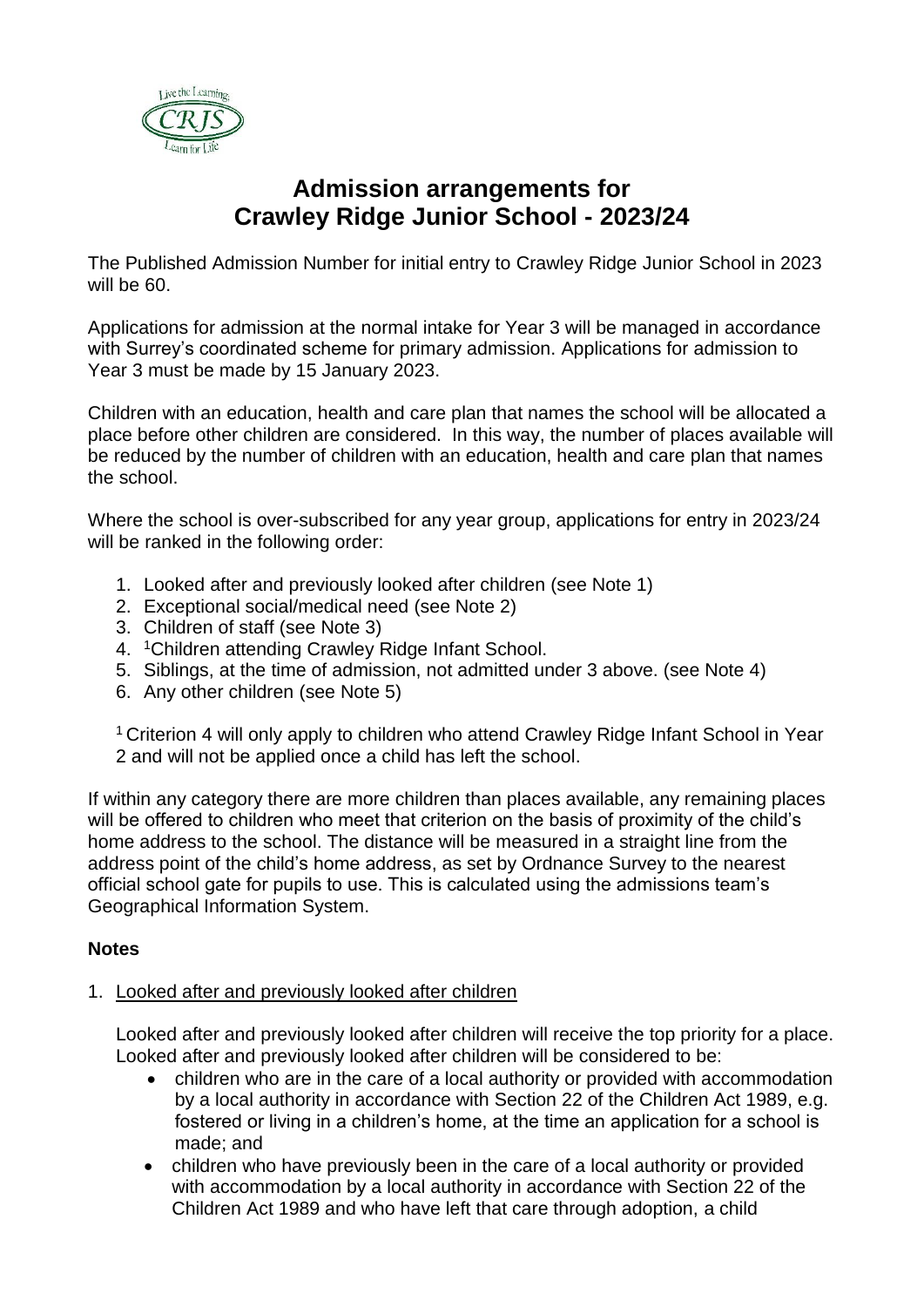# Admission arrangements for Crawley Ridge Junior School - 2023/24

The Published Admission Number for initial entry to Crawley Ridge Junior School in 2023 will be 60.

Applications for admission at the normal intake for Year 3 will be managed in accordance with Surrey's coordinated scheme for primary admission. Applications for admission to Year 3 must be made by 15 January 2023.

Children with an education, health and care plan that names the school will be allocated a place before other children are considered. In this way, the number of places available will be reduced by the number of children with an education, health and care plan that names the school.

Where the school is over-subscribed for any year group, applications for entry in 2023/24 will be ranked in the following order:

1. Looked after and previously looked after children (see Note 1)
2. Exceptional social/medical need (see Note 2)
3. Children of staff (see Note 3)
4. [1]Children attending Crawley Ridge Infant School.
5. Siblings, at the time of admission, not admitted under 3 above. (see Note 4)
6. Any other children (see Note 5)

[1] Criterion 4 will only apply to children who attend Crawley Ridge Infant School in Year 2 and will not be applied once a child has left the school.

If within any category there are more children than places available, any remaining places will be offered to children who meet that criterion on the basis of proximity of the child's home address to the school. The distance will be measured in a straight line from the address point of the child's home address, as set by Ordnance Survey to the nearest official school gate for pupils to use. This is calculated using the admissions team's Geographical Information System.

**Notes**

1. Looked after and previously looked after children

   Looked after and previously looked after children will receive the top priority for a place. Looked after and previously looked after children will be considered to be:
   - children who are in the care of a local authority or provided with accommodation by a local authority in accordance with Section 22 of the Children Act 1989, e.g. fostered or living in a children's home, at the time an application for a school is made; and
   - children who have previously been in the care of a local authority or provided with accommodation by a local authority in accordance with Section 22 of the Children Act 1989 and who have left that care through adoption, a child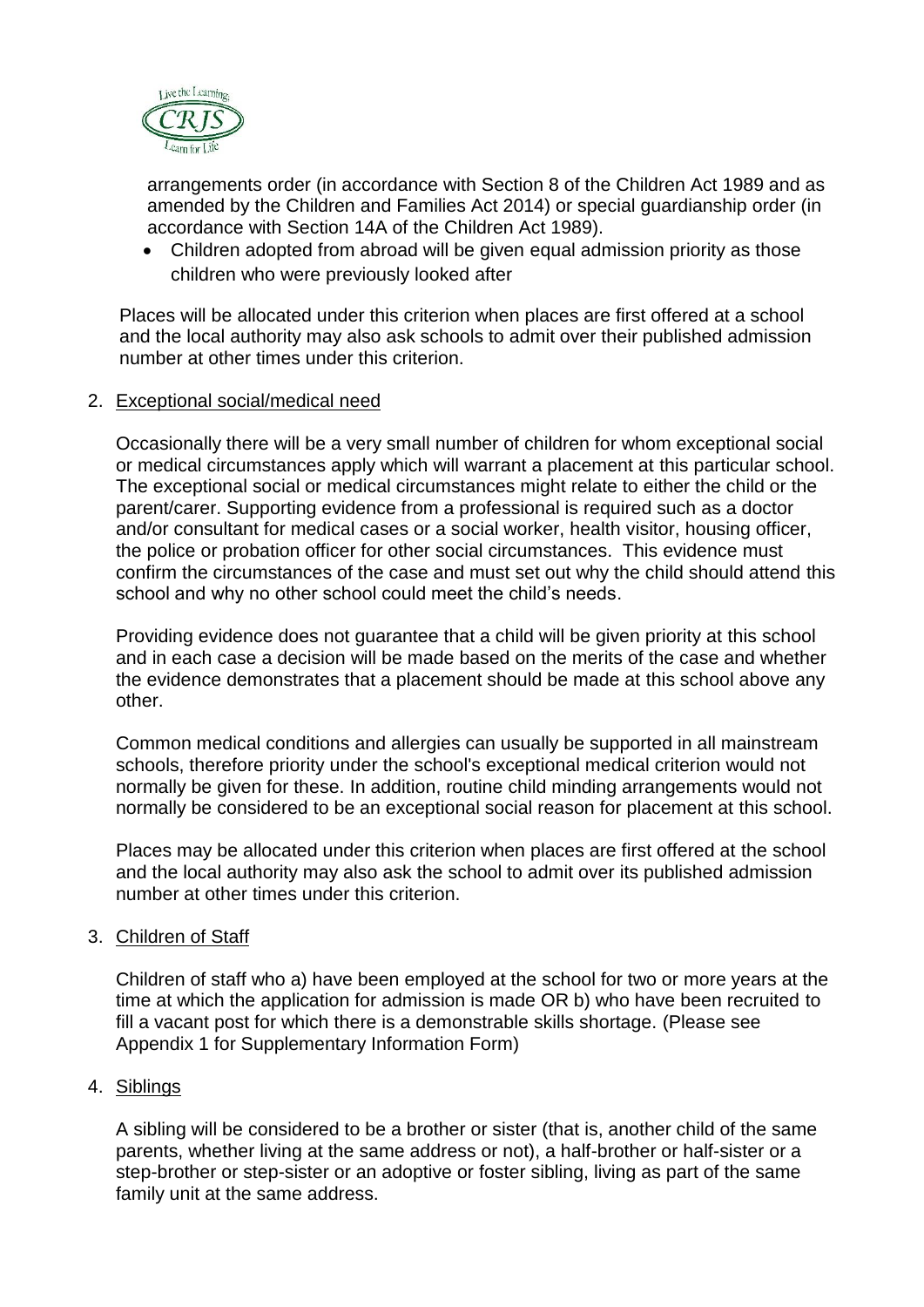arrangements order (in accordance with Section 8 of the Children Act 1989 and as amended by the Children and Families Act 2014) or special guardianship order (in accordance with Section 14A of the Children Act 1989).

- Children adopted from abroad will be given equal admission priority as those children who were previously looked after

Places will be allocated under this criterion when places are first offered at a school and the local authority may also ask schools to admit over their published admission number at other times under this criterion.

2. Exceptional social/medical need

   Occasionally there will be a very small number of children for whom exceptional social or medical circumstances apply which will warrant a placement at this particular school. The exceptional social or medical circumstances might relate to either the child or the parent/carer. Supporting evidence from a professional is required such as a doctor and/or consultant for medical cases or a social worker, health visitor, housing officer, the police or probation officer for other social circumstances. This evidence must confirm the circumstances of the case and must set out why the child should attend this school and why no other school could meet the child's needs.

   Providing evidence does not guarantee that a child will be given priority at this school and in each case a decision will be made based on the merits of the case and whether the evidence demonstrates that a placement should be made at this school above any other.

   Common medical conditions and allergies can usually be supported in all mainstream schools, therefore priority under the school's exceptional medical criterion would not normally be given for these. In addition, routine child minding arrangements would not normally be considered to be an exceptional social reason for placement at this school.

   Places may be allocated under this criterion when places are first offered at the school and the local authority may also ask the school to admit over its published admission number at other times under this criterion.

3. Children of Staff

   Children of staff who a) have been employed at the school for two or more years at the time at which the application for admission is made OR b) who have been recruited to fill a vacant post for which there is a demonstrable skills shortage. (Please see Appendix 1 for Supplementary Information Form)

4. Siblings

   A sibling will be considered to be a brother or sister (that is, another child of the same parents, whether living at the same address or not), a half-brother or half-sister or a step-brother or step-sister or an adoptive or foster sibling, living as part of the same family unit at the same address.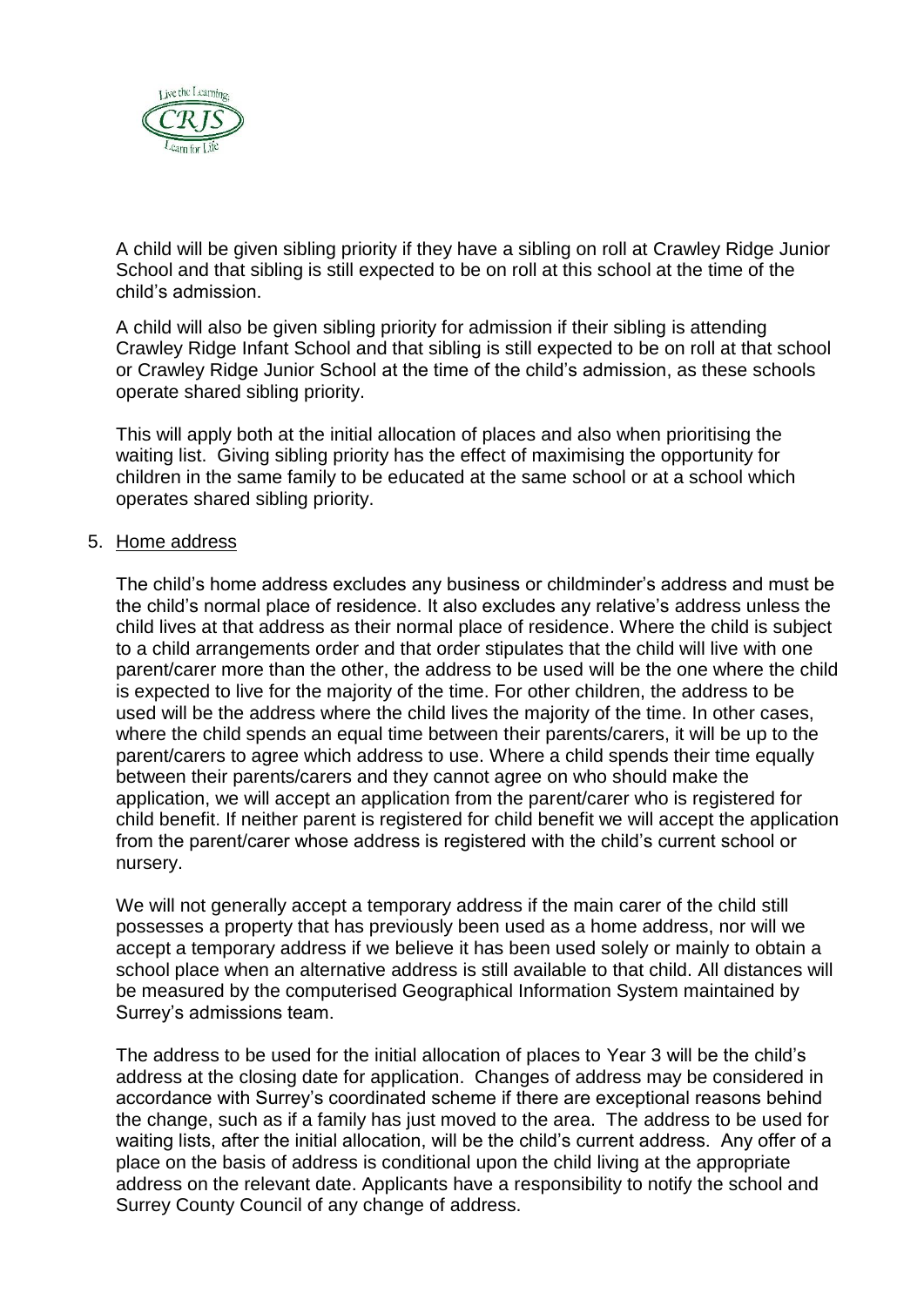A child will be given sibling priority if they have a sibling on roll at Crawley Ridge Junior School and that sibling is still expected to be on roll at this school at the time of the child's admission.

A child will also be given sibling priority for admission if their sibling is attending Crawley Ridge Infant School and that sibling is still expected to be on roll at that school or Crawley Ridge Junior School at the time of the child's admission, as these schools operate shared sibling priority.

This will apply both at the initial allocation of places and also when prioritising the waiting list. Giving sibling priority has the effect of maximising the opportunity for children in the same family to be educated at the same school or at a school which operates shared sibling priority.

5. Home address

The child's home address excludes any business or childminder's address and must be the child's normal place of residence. It also excludes any relative's address unless the child lives at that address as their normal place of residence. Where the child is subject to a child arrangements order and that order stipulates that the child will live with one parent/carer more than the other, the address to be used will be the one where the child is expected to live for the majority of the time. For other children, the address to be used will be the address where the child lives the majority of the time. In other cases, where the child spends an equal time between their parents/carers, it will be up to the parent/carers to agree which address to use. Where a child spends their time equally between their parents/carers and they cannot agree on who should make the application, we will accept an application from the parent/carer who is registered for child benefit. If neither parent is registered for child benefit we will accept the application from the parent/carer whose address is registered with the child's current school or nursery.

We will not generally accept a temporary address if the main carer of the child still possesses a property that has previously been used as a home address, nor will we accept a temporary address if we believe it has been used solely or mainly to obtain a school place when an alternative address is still available to that child. All distances will be measured by the computerised Geographical Information System maintained by Surrey's admissions team.

The address to be used for the initial allocation of places to Year 3 will be the child's address at the closing date for application. Changes of address may be considered in accordance with Surrey's coordinated scheme if there are exceptional reasons behind the change, such as if a family has just moved to the area. The address to be used for waiting lists, after the initial allocation, will be the child's current address. Any offer of a place on the basis of address is conditional upon the child living at the appropriate address on the relevant date. Applicants have a responsibility to notify the school and Surrey County Council of any change of address.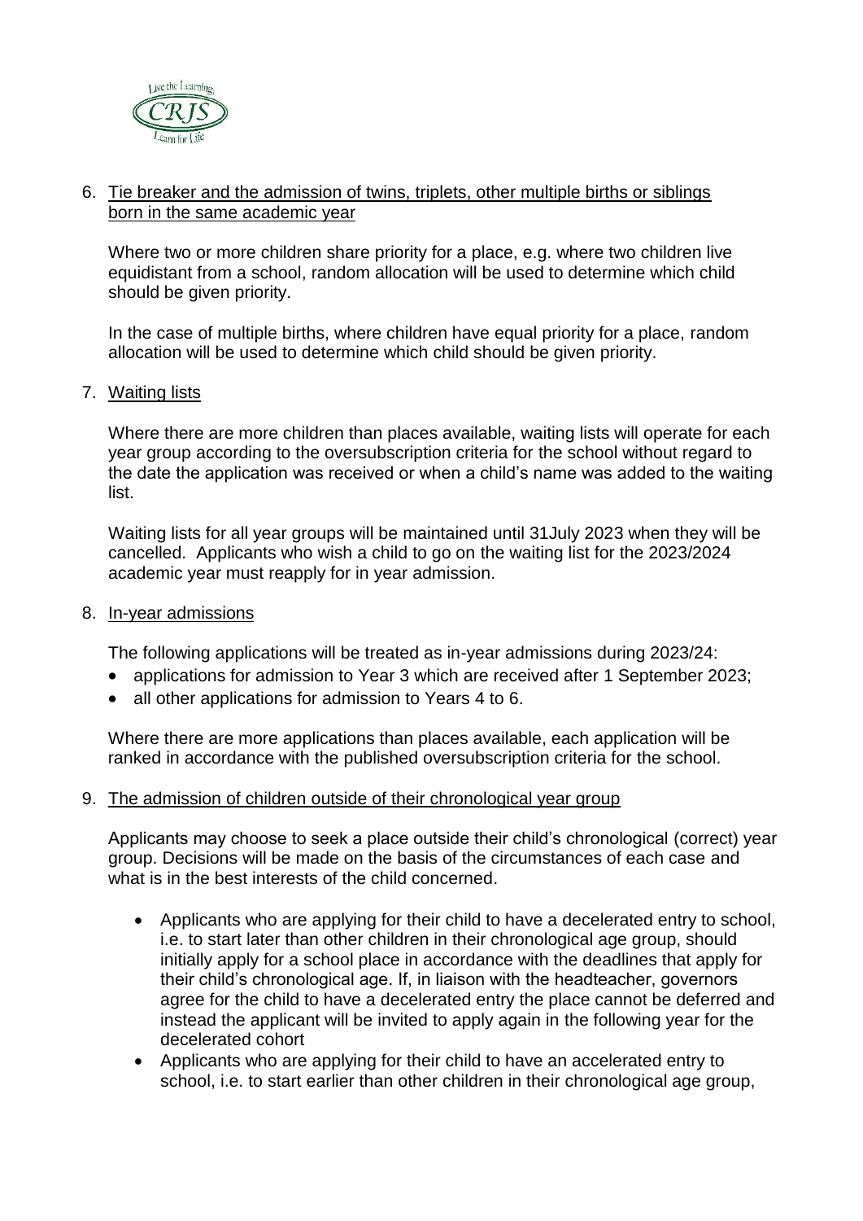6. Tie breaker and the admission of twins, triplets, other multiple births or siblings born in the same academic year

   Where two or more children share priority for a place, e.g. where two children live equidistant from a school, random allocation will be used to determine which child should be given priority.

   In the case of multiple births, where children have equal priority for a place, random allocation will be used to determine which child should be given priority.

7. Waiting lists

   Where there are more children than places available, waiting lists will operate for each year group according to the oversubscription criteria for the school without regard to the date the application was received or when a child's name was added to the waiting list.

   Waiting lists for all year groups will be maintained until 31July 2023 when they will be cancelled. Applicants who wish a child to go on the waiting list for the 2023/2024 academic year must reapply for in year admission.

8. In-year admissions

   The following applications will be treated as in-year admissions during 2023/24:

   - applications for admission to Year 3 which are received after 1 September 2023;
   - all other applications for admission to Years 4 to 6.

   Where there are more applications than places available, each application will be ranked in accordance with the published oversubscription criteria for the school.

9. The admission of children outside of their chronological year group

   Applicants may choose to seek a place outside their child's chronological (correct) year group. Decisions will be made on the basis of the circumstances of each case and what is in the best interests of the child concerned.

   - Applicants who are applying for their child to have a decelerated entry to school, i.e. to start later than other children in their chronological age group, should initially apply for a school place in accordance with the deadlines that apply for their child's chronological age. If, in liaison with the headteacher, governors agree for the child to have a decelerated entry the place cannot be deferred and instead the applicant will be invited to apply again in the following year for the decelerated cohort
   - Applicants who are applying for their child to have an accelerated entry to school, i.e. to start earlier than other children in their chronological age group,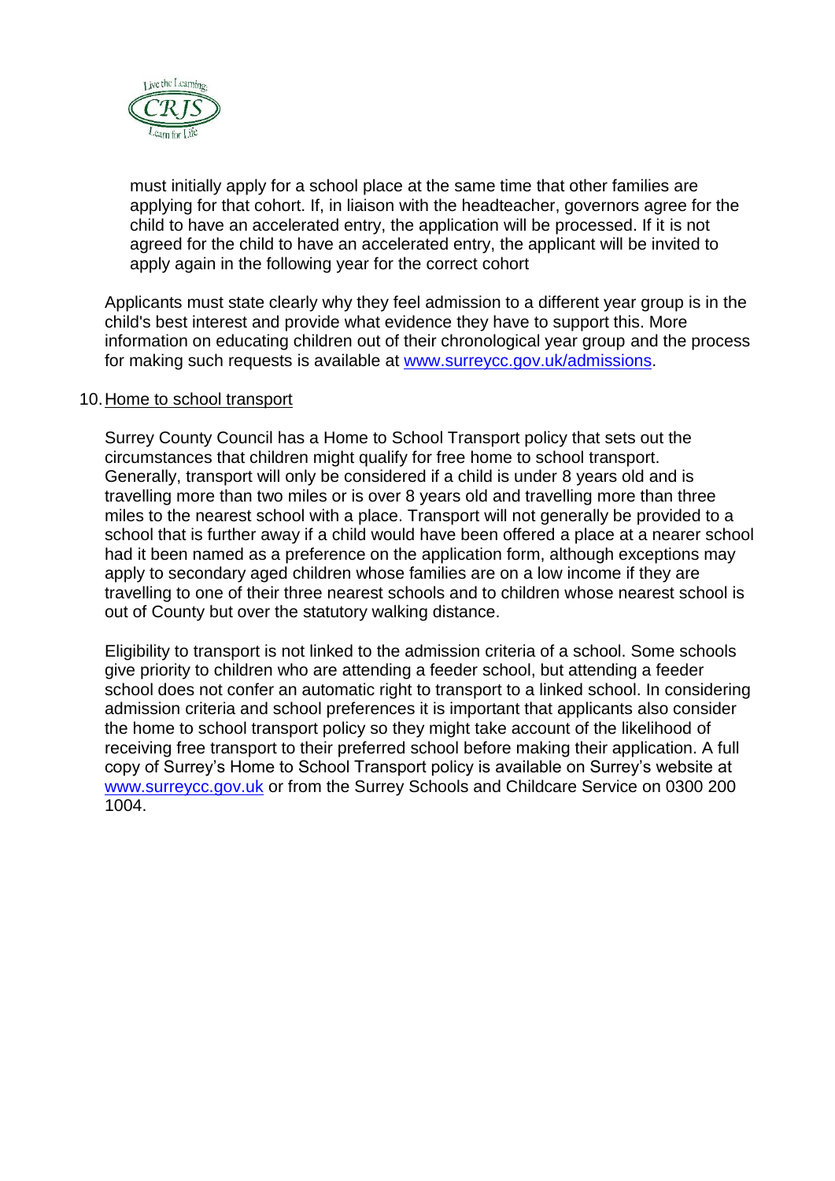must initially apply for a school place at the same time that other families are applying for that cohort. If, in liaison with the headteacher, governors agree for the child to have an accelerated entry, the application will be processed. If it is not agreed for the child to have an accelerated entry, the applicant will be invited to apply again in the following year for the correct cohort

Applicants must state clearly why they feel admission to a different year group is in the child's best interest and provide what evidence they have to support this. More information on educating children out of their chronological year group and the process for making such requests is available at www.surreycc.gov.uk/admissions.

10. Home to school transport

Surrey County Council has a Home to School Transport policy that sets out the circumstances that children might qualify for free home to school transport. Generally, transport will only be considered if a child is under 8 years old and is travelling more than two miles or is over 8 years old and travelling more than three miles to the nearest school with a place. Transport will not generally be provided to a school that is further away if a child would have been offered a place at a nearer school had it been named as a preference on the application form, although exceptions may apply to secondary aged children whose families are on a low income if they are travelling to one of their three nearest schools and to children whose nearest school is out of County but over the statutory walking distance.

Eligibility to transport is not linked to the admission criteria of a school. Some schools give priority to children who are attending a feeder school, but attending a feeder school does not confer an automatic right to transport to a linked school. In considering admission criteria and school preferences it is important that applicants also consider the home to school transport policy so they might take account of the likelihood of receiving free transport to their preferred school before making their application. A full copy of Surrey's Home to School Transport policy is available on Surrey's website at www.surreycc.gov.uk or from the Surrey Schools and Childcare Service on 0300 200 1004.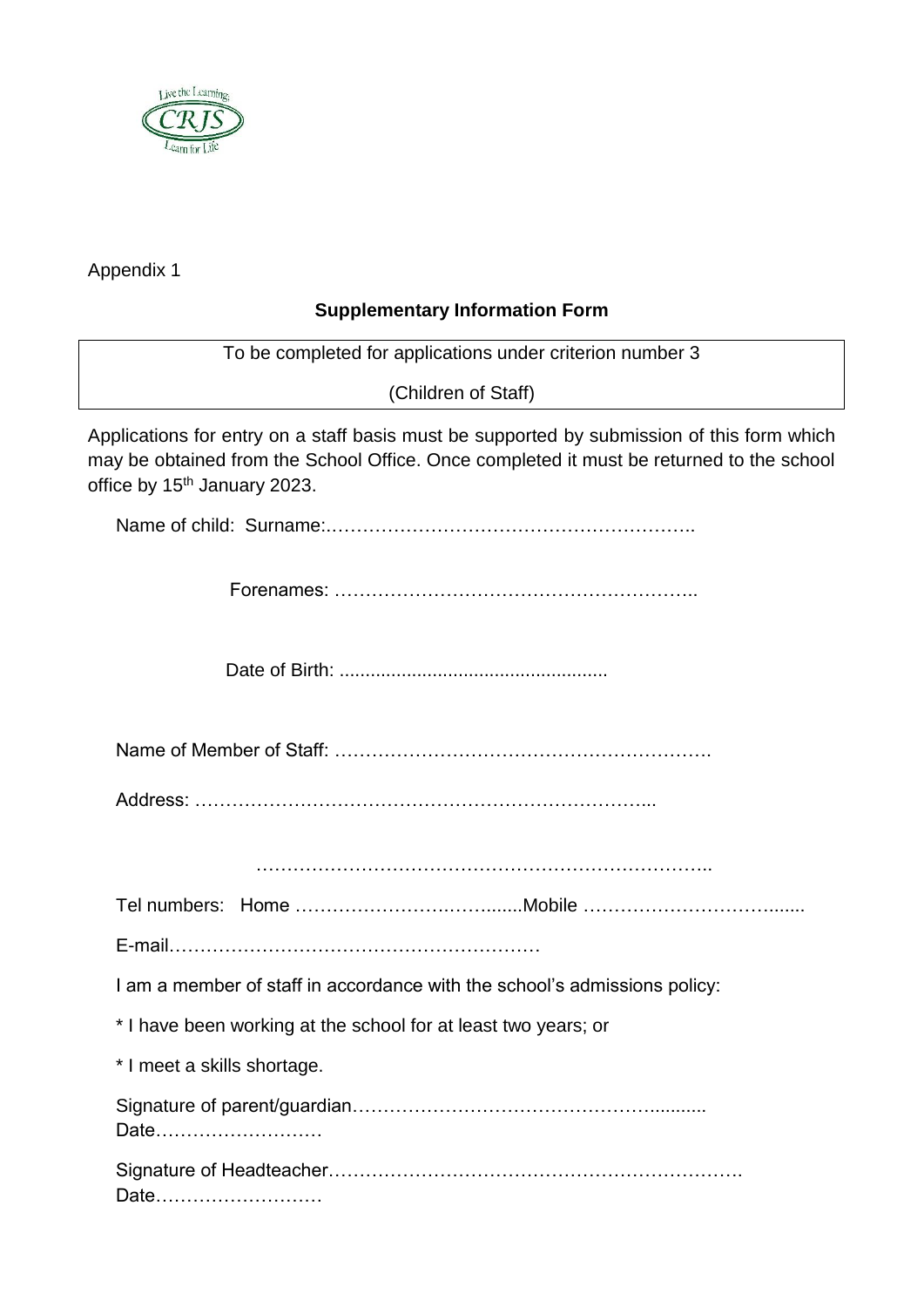Appendix 1

**Supplementary Information Form**

| To be completed for applications under criterion number 3 (Children of Staff) |
|---|

Applications for entry on a staff basis must be supported by submission of this form which may be obtained from the School Office. Once completed it must be returned to the school office by 15th January 2023.

Name of child: Surname:.…………………………………………………..

Forenames: …………………………………………………..

Date of Birth: ...................................................

Name of Member of Staff: …………………………………………………….

Address: ………………………………………………………………...

…………………………………………………………………..

Tel numbers: Home …….………………….…........Mobile …………………………......

E-mail……………………………………………………

I am a member of staff in accordance with the school's admissions policy:

* I have been working at the school for at least two years; or

* I meet a skills shortage.

Signature of parent/guardian………………………………………….......... Date………………………

Signature of Headteacher…………………………………………………………. Date………………………